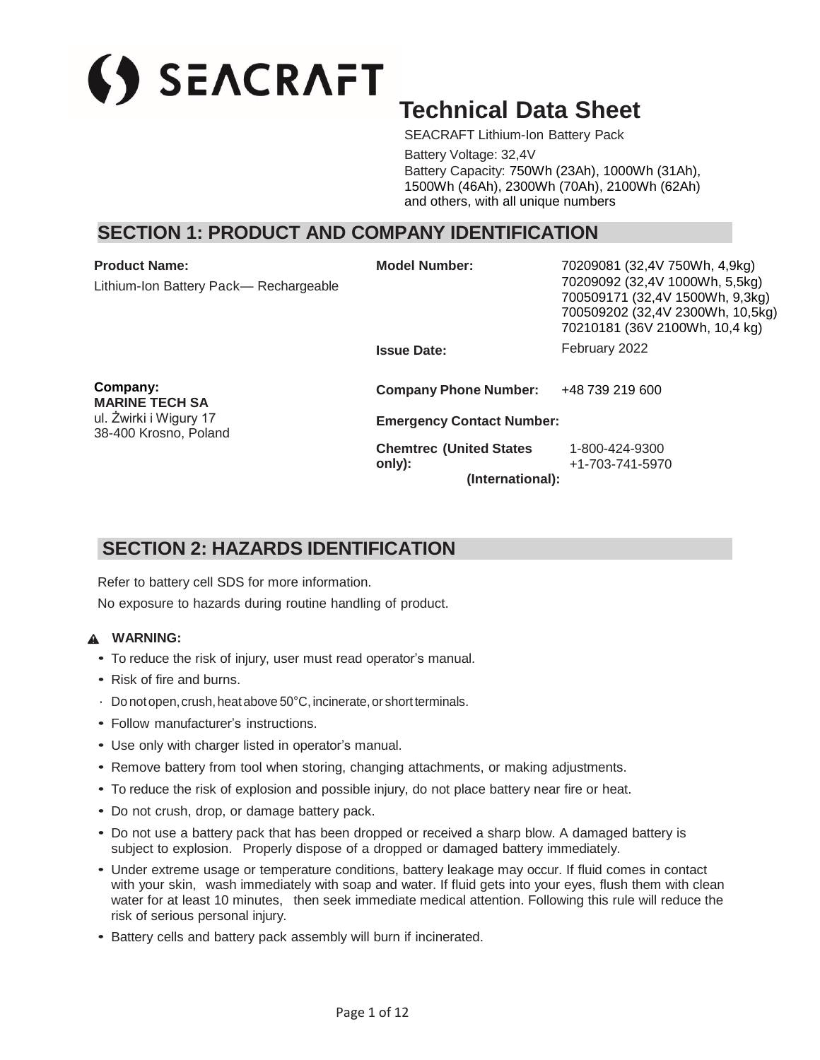SEACRAFT

# Technical Data Sheet

SEACRAFT Lithium-Ion Battery Pack

Battery Voltage: 32,4V
Battery Capacity: 750Wh (23Ah), 1000Wh (31Ah), 1500Wh (46Ah), 2300Wh (70Ah), 2100Wh (62Ah) and others, with all unique numbers

## SECTION 1: PRODUCT AND COMPANY IDENTIFICATION

**Product Name:**
Lithium-Ion Battery Pack— Rechargeable

**Model Number:**
70209081 (32,4V 750Wh, 4,9kg)
70209092 (32,4V 1000Wh, 5,5kg)
700509171 (32,4V 1500Wh, 9,3kg)
700509202 (32,4V 2300Wh, 10,5kg)
70210181 (36V 2100Wh, 10,4 kg)

**Issue Date:** February 2022

**Company:**
**MARINE TECH SA**
ul. Żwirki i Wigury 17
38-400 Krosno, Poland

**Company Phone Number:** +48 739 219 600

**Emergency Contact Number:**

**Chemtrec (United States only):** 1-800-424-9300
**(International):** +1-703-741-5970

## SECTION 2: HAZARDS IDENTIFICATION

Refer to battery cell SDS for more information.

No exposure to hazards during routine handling of product.

**WARNING:**

- To reduce the risk of injury, user must read operator's manual.
- Risk of fire and burns.
- Do not open, crush, heat above 50°C, incinerate, or short terminals.
- Follow manufacturer's instructions.
- Use only with charger listed in operator's manual.
- Remove battery from tool when storing, changing attachments, or making adjustments.
- To reduce the risk of explosion and possible injury, do not place battery near fire or heat.
- Do not crush, drop, or damage battery pack.
- Do not use a battery pack that has been dropped or received a sharp blow. A damaged battery is subject to explosion. Properly dispose of a dropped or damaged battery immediately.
- Under extreme usage or temperature conditions, battery leakage may occur. If fluid comes in contact with your skin, wash immediately with soap and water. If fluid gets into your eyes, flush them with clean water for at least 10 minutes, then seek immediate medical attention. Following this rule will reduce the risk of serious personal injury.
- Battery cells and battery pack assembly will burn if incinerated.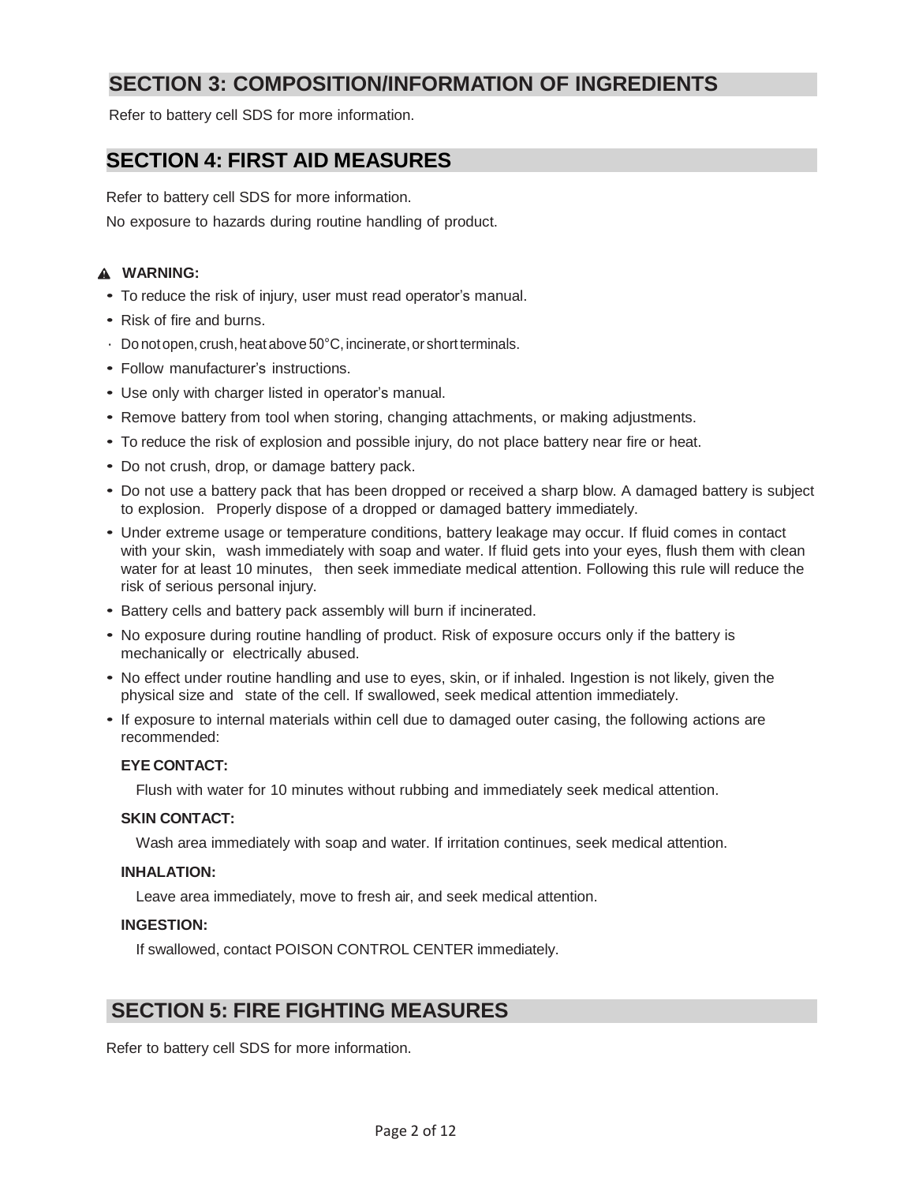## SECTION 3: COMPOSITION/INFORMATION OF INGREDIENTS

Refer to battery cell SDS for more information.

## SECTION 4: FIRST AID MEASURES

Refer to battery cell SDS for more information.

No exposure to hazards during routine handling of product.

**⚠ WARNING:**

- To reduce the risk of injury, user must read operator's manual.
- Risk of fire and burns.
- Do not open, crush, heat above 50°C, incinerate, or short terminals.
- Follow manufacturer's instructions.
- Use only with charger listed in operator's manual.
- Remove battery from tool when storing, changing attachments, or making adjustments.
- To reduce the risk of explosion and possible injury, do not place battery near fire or heat.
- Do not crush, drop, or damage battery pack.
- Do not use a battery pack that has been dropped or received a sharp blow. A damaged battery is subject to explosion. Properly dispose of a dropped or damaged battery immediately.
- Under extreme usage or temperature conditions, battery leakage may occur. If fluid comes in contact with your skin, wash immediately with soap and water. If fluid gets into your eyes, flush them with clean water for at least 10 minutes, then seek immediate medical attention. Following this rule will reduce the risk of serious personal injury.
- Battery cells and battery pack assembly will burn if incinerated.
- No exposure during routine handling of product. Risk of exposure occurs only if the battery is mechanically or electrically abused.
- No effect under routine handling and use to eyes, skin, or if inhaled. Ingestion is not likely, given the physical size and state of the cell. If swallowed, seek medical attention immediately.
- If exposure to internal materials within cell due to damaged outer casing, the following actions are recommended:

  **EYE CONTACT:**

  Flush with water for 10 minutes without rubbing and immediately seek medical attention.

  **SKIN CONTACT:**

  Wash area immediately with soap and water. If irritation continues, seek medical attention.

  **INHALATION:**

  Leave area immediately, move to fresh air, and seek medical attention.

  **INGESTION:**

  If swallowed, contact POISON CONTROL CENTER immediately.

## SECTION 5: FIRE FIGHTING MEASURES

Refer to battery cell SDS for more information.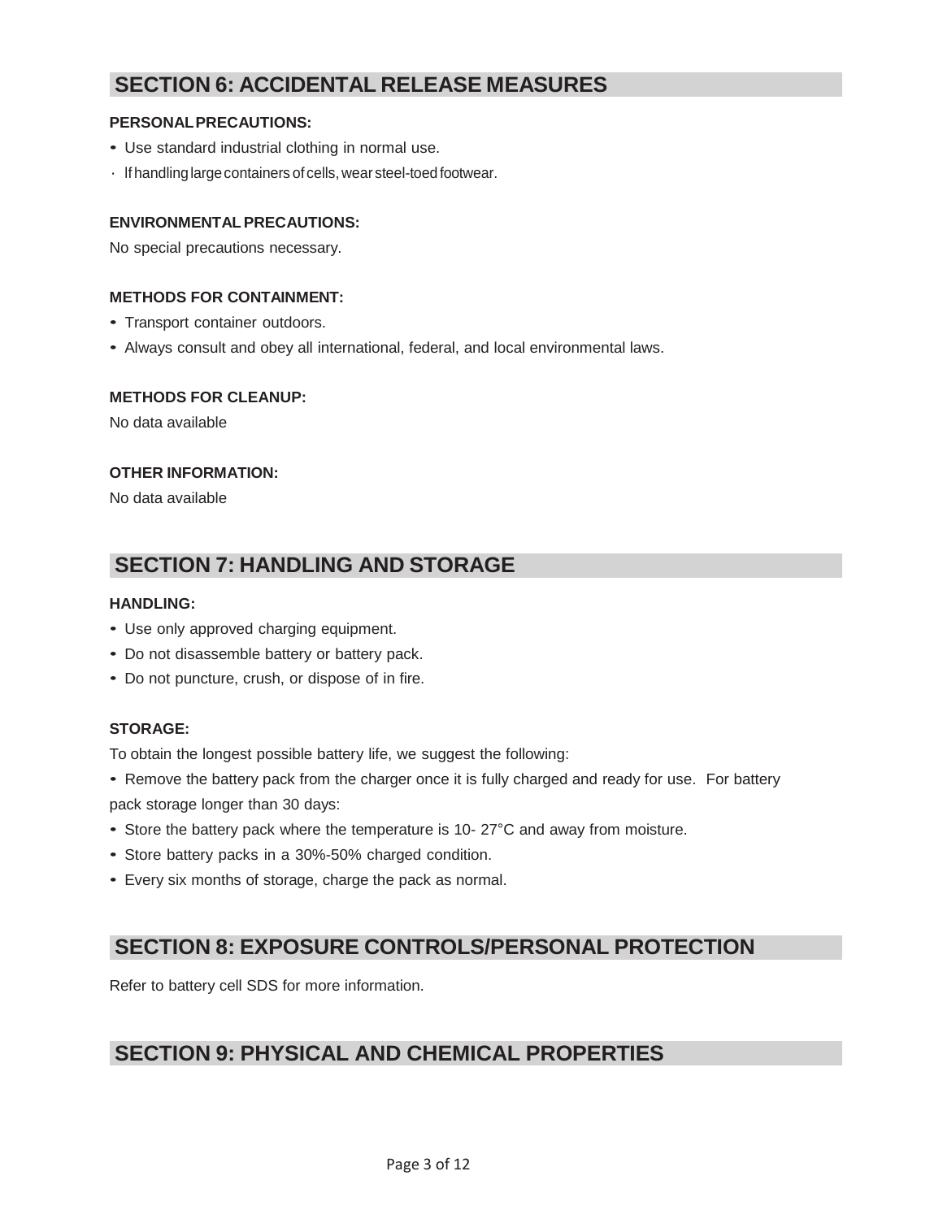## SECTION 6: ACCIDENTAL RELEASE MEASURES

**PERSONAL PRECAUTIONS:**

- Use standard industrial clothing in normal use.
- If handling large containers of cells, wear steel-toed footwear.

**ENVIRONMENTAL PRECAUTIONS:**

No special precautions necessary.

**METHODS FOR CONTAINMENT:**

- Transport container outdoors.
- Always consult and obey all international, federal, and local environmental laws.

**METHODS FOR CLEANUP:**

No data available

**OTHER INFORMATION:**

No data available

## SECTION 7: HANDLING AND STORAGE

**HANDLING:**

- Use only approved charging equipment.
- Do not disassemble battery or battery pack.
- Do not puncture, crush, or dispose of in fire.

**STORAGE:**

To obtain the longest possible battery life, we suggest the following:

- Remove the battery pack from the charger once it is fully charged and ready for use. For battery pack storage longer than 30 days:
- Store the battery pack where the temperature is 10- 27°C and away from moisture.
- Store battery packs in a 30%-50% charged condition.
- Every six months of storage, charge the pack as normal.

## SECTION 8: EXPOSURE CONTROLS/PERSONAL PROTECTION

Refer to battery cell SDS for more information.

## SECTION 9: PHYSICAL AND CHEMICAL PROPERTIES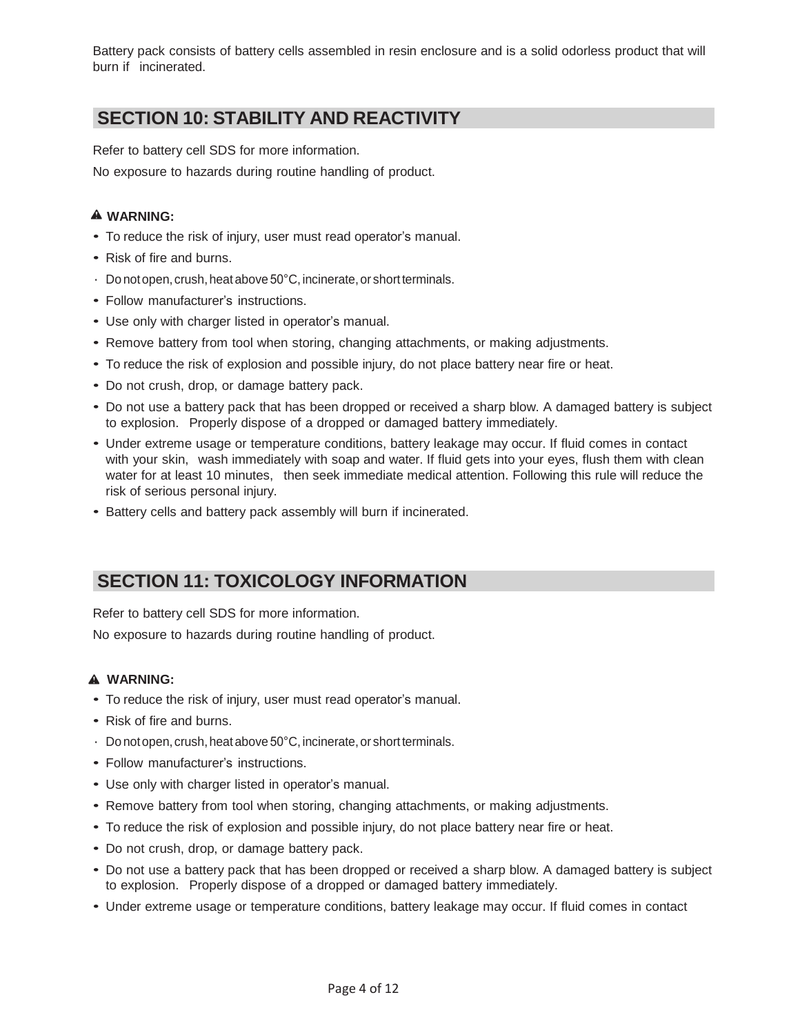Battery pack consists of battery cells assembled in resin enclosure and is a solid odorless product that will burn if incinerated.

## SECTION 10: STABILITY AND REACTIVITY

Refer to battery cell SDS for more information.

No exposure to hazards during routine handling of product.

**⚠ WARNING:**

- To reduce the risk of injury, user must read operator's manual.
- Risk of fire and burns.
- Do not open, crush, heat above 50°C, incinerate, or short terminals.
- Follow manufacturer's instructions.
- Use only with charger listed in operator's manual.
- Remove battery from tool when storing, changing attachments, or making adjustments.
- To reduce the risk of explosion and possible injury, do not place battery near fire or heat.
- Do not crush, drop, or damage battery pack.
- Do not use a battery pack that has been dropped or received a sharp blow. A damaged battery is subject to explosion. Properly dispose of a dropped or damaged battery immediately.
- Under extreme usage or temperature conditions, battery leakage may occur. If fluid comes in contact with your skin, wash immediately with soap and water. If fluid gets into your eyes, flush them with clean water for at least 10 minutes, then seek immediate medical attention. Following this rule will reduce the risk of serious personal injury.
- Battery cells and battery pack assembly will burn if incinerated.

## SECTION 11: TOXICOLOGY INFORMATION

Refer to battery cell SDS for more information.

No exposure to hazards during routine handling of product.

**⚠ WARNING:**

- To reduce the risk of injury, user must read operator's manual.
- Risk of fire and burns.
- Do not open, crush, heat above 50°C, incinerate, or short terminals.
- Follow manufacturer's instructions.
- Use only with charger listed in operator's manual.
- Remove battery from tool when storing, changing attachments, or making adjustments.
- To reduce the risk of explosion and possible injury, do not place battery near fire or heat.
- Do not crush, drop, or damage battery pack.
- Do not use a battery pack that has been dropped or received a sharp blow. A damaged battery is subject to explosion. Properly dispose of a dropped or damaged battery immediately.
- Under extreme usage or temperature conditions, battery leakage may occur. If fluid comes in contact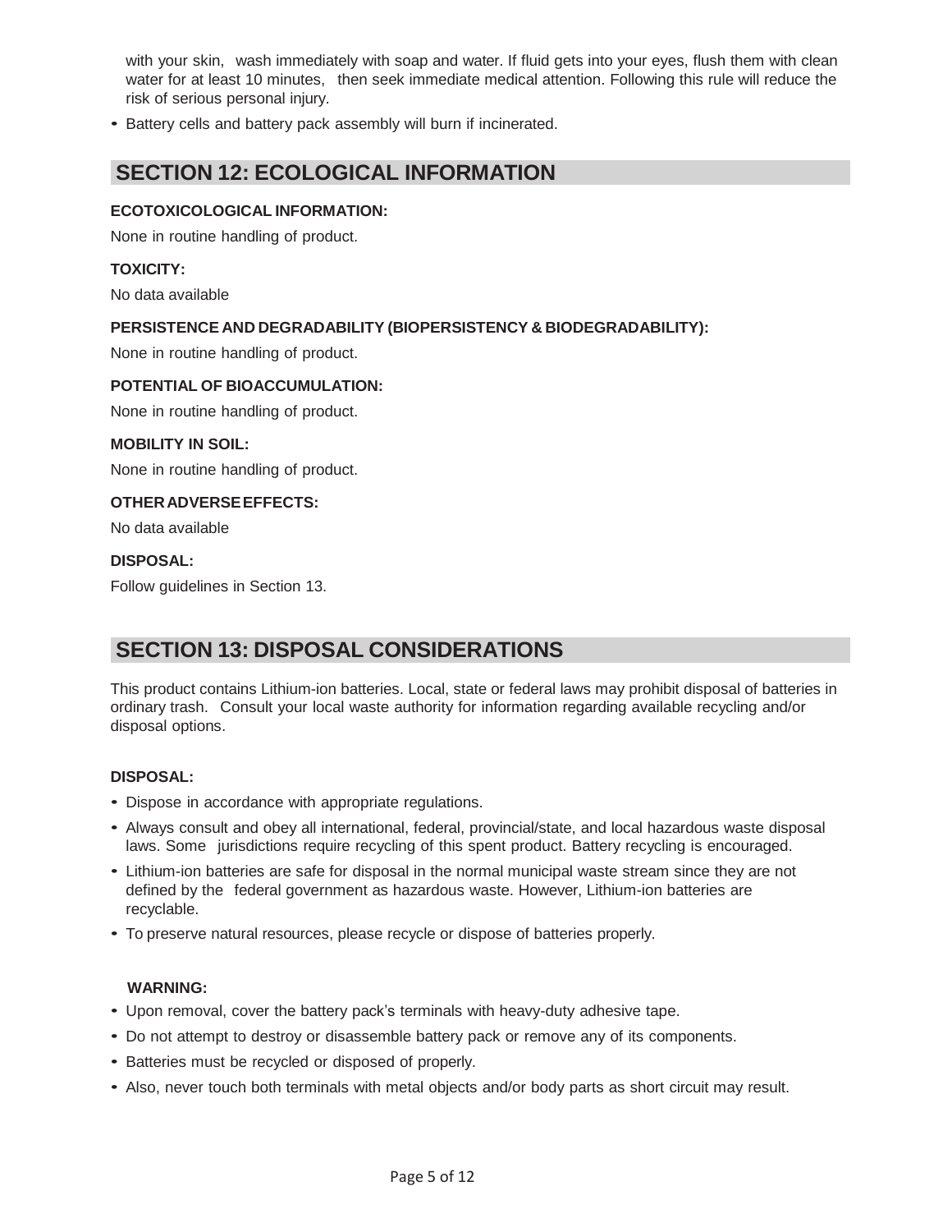with your skin, wash immediately with soap and water. If fluid gets into your eyes, flush them with clean water for at least 10 minutes, then seek immediate medical attention. Following this rule will reduce the risk of serious personal injury.

- Battery cells and battery pack assembly will burn if incinerated.

## SECTION 12: ECOLOGICAL INFORMATION

**ECOTOXICOLOGICAL INFORMATION:**

None in routine handling of product.

**TOXICITY:**

No data available

**PERSISTENCE AND DEGRADABILITY (BIOPERSISTENCY & BIODEGRADABILITY):**

None in routine handling of product.

**POTENTIAL OF BIOACCUMULATION:**

None in routine handling of product.

**MOBILITY IN SOIL:**

None in routine handling of product.

**OTHER ADVERSE EFFECTS:**

No data available

**DISPOSAL:**

Follow guidelines in Section 13.

## SECTION 13: DISPOSAL CONSIDERATIONS

This product contains Lithium-ion batteries. Local, state or federal laws may prohibit disposal of batteries in ordinary trash. Consult your local waste authority for information regarding available recycling and/or disposal options.

**DISPOSAL:**

- Dispose in accordance with appropriate regulations.
- Always consult and obey all international, federal, provincial/state, and local hazardous waste disposal laws. Some jurisdictions require recycling of this spent product. Battery recycling is encouraged.
- Lithium-ion batteries are safe for disposal in the normal municipal waste stream since they are not defined by the federal government as hazardous waste. However, Lithium-ion batteries are recyclable.
- To preserve natural resources, please recycle or dispose of batteries properly.

**WARNING:**

- Upon removal, cover the battery pack's terminals with heavy-duty adhesive tape.
- Do not attempt to destroy or disassemble battery pack or remove any of its components.
- Batteries must be recycled or disposed of properly.
- Also, never touch both terminals with metal objects and/or body parts as short circuit may result.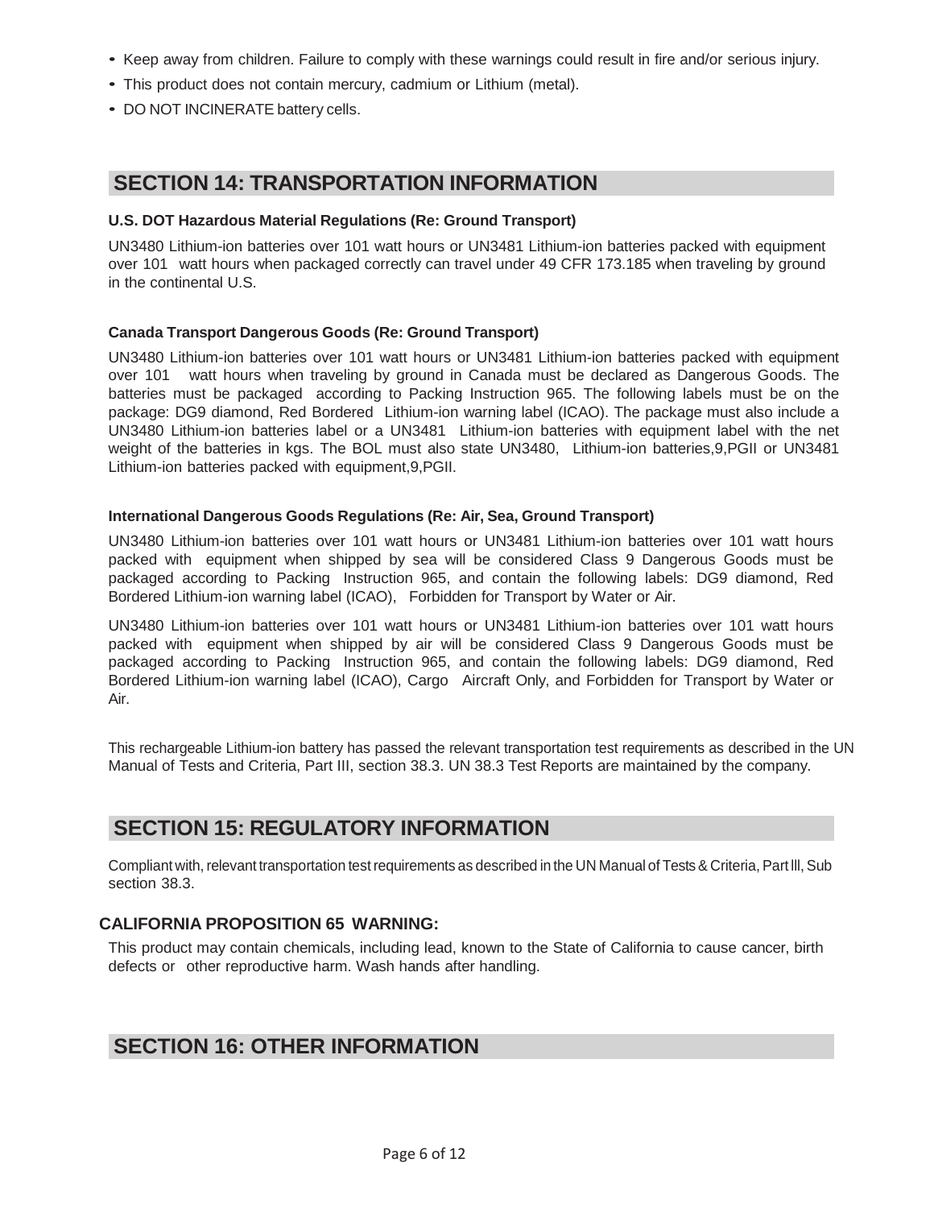- Keep away from children. Failure to comply with these warnings could result in fire and/or serious injury.
- This product does not contain mercury, cadmium or Lithium (metal).
- DO NOT INCINERATE battery cells.

## SECTION 14: TRANSPORTATION INFORMATION

**U.S. DOT Hazardous Material Regulations (Re: Ground Transport)**

UN3480 Lithium-ion batteries over 101 watt hours or UN3481 Lithium-ion batteries packed with equipment over 101 watt hours when packaged correctly can travel under 49 CFR 173.185 when traveling by ground in the continental U.S.

**Canada Transport Dangerous Goods (Re: Ground Transport)**

UN3480 Lithium-ion batteries over 101 watt hours or UN3481 Lithium-ion batteries packed with equipment over 101 watt hours when traveling by ground in Canada must be declared as Dangerous Goods. The batteries must be packaged according to Packing Instruction 965. The following labels must be on the package: DG9 diamond, Red Bordered Lithium-ion warning label (ICAO). The package must also include a UN3480 Lithium-ion batteries label or a UN3481 Lithium-ion batteries with equipment label with the net weight of the batteries in kgs. The BOL must also state UN3480, Lithium-ion batteries,9,PGII or UN3481 Lithium-ion batteries packed with equipment,9,PGII.

**International Dangerous Goods Regulations (Re: Air, Sea, Ground Transport)**

UN3480 Lithium-ion batteries over 101 watt hours or UN3481 Lithium-ion batteries over 101 watt hours packed with equipment when shipped by sea will be considered Class 9 Dangerous Goods must be packaged according to Packing Instruction 965, and contain the following labels: DG9 diamond, Red Bordered Lithium-ion warning label (ICAO), Forbidden for Transport by Water or Air.

UN3480 Lithium-ion batteries over 101 watt hours or UN3481 Lithium-ion batteries over 101 watt hours packed with equipment when shipped by air will be considered Class 9 Dangerous Goods must be packaged according to Packing Instruction 965, and contain the following labels: DG9 diamond, Red Bordered Lithium-ion warning label (ICAO), Cargo Aircraft Only, and Forbidden for Transport by Water or Air.

This rechargeable Lithium-ion battery has passed the relevant transportation test requirements as described in the UN Manual of Tests and Criteria, Part III, section 38.3. UN 38.3 Test Reports are maintained by the company.

## SECTION 15: REGULATORY INFORMATION

Compliant with, relevant transportation test requirements as described in the UN Manual of Tests & Criteria, Part lll, Sub section 38.3.

**CALIFORNIA PROPOSITION 65 WARNING:**

This product may contain chemicals, including lead, known to the State of California to cause cancer, birth defects or other reproductive harm. Wash hands after handling.

## SECTION 16: OTHER INFORMATION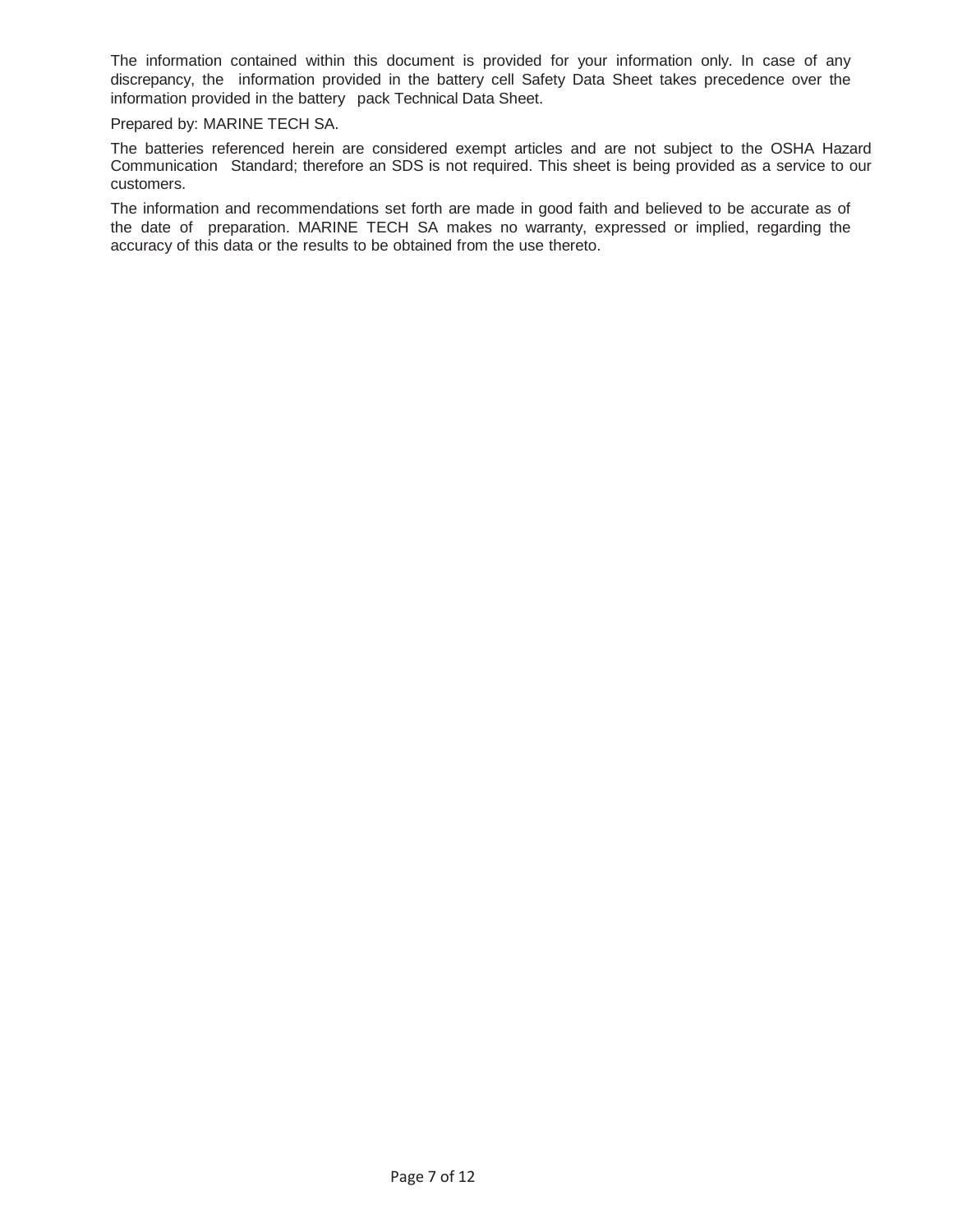The information contained within this document is provided for your information only. In case of any discrepancy, the information provided in the battery cell Safety Data Sheet takes precedence over the information provided in the battery pack Technical Data Sheet.

Prepared by: MARINE TECH SA.

The batteries referenced herein are considered exempt articles and are not subject to the OSHA Hazard Communication Standard; therefore an SDS is not required. This sheet is being provided as a service to our customers.

The information and recommendations set forth are made in good faith and believed to be accurate as of the date of preparation. MARINE TECH SA makes no warranty, expressed or implied, regarding the accuracy of this data or the results to be obtained from the use thereto.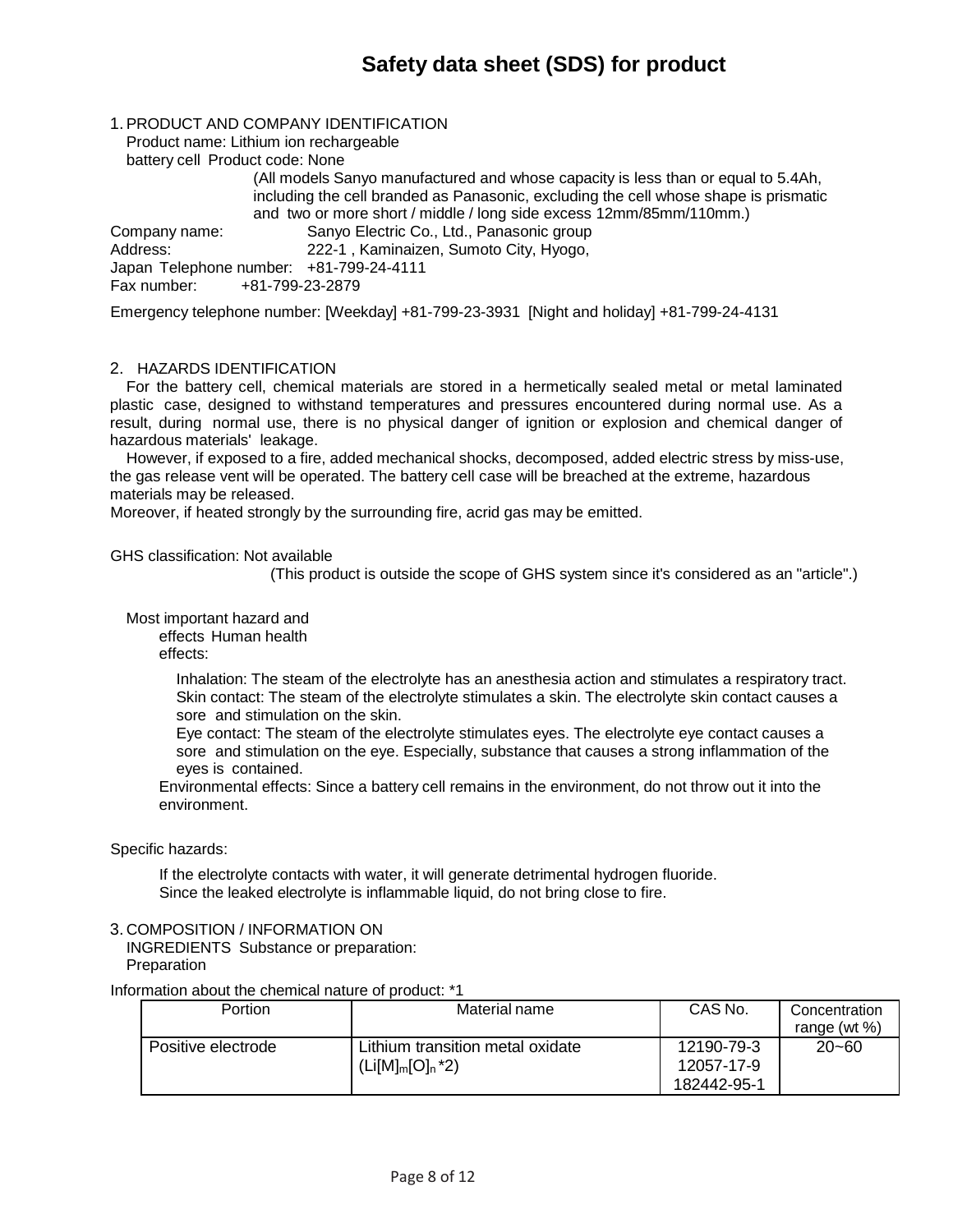# Safety data sheet (SDS) for product

## 1. PRODUCT AND COMPANY IDENTIFICATION

Product name: Lithium ion rechargeable battery cell Product code: None

(All models Sanyo manufactured and whose capacity is less than or equal to 5.4Ah, including the cell branded as Panasonic, excluding the cell whose shape is prismatic and two or more short / middle / long side excess 12mm/85mm/110mm.)

Company name: Sanyo Electric Co., Ltd., Panasonic group
Address: 222-1 , Kaminaizen, Sumoto City, Hyogo, Japan
Telephone number: +81-799-24-4111
Fax number: +81-799-23-2879

Emergency telephone number: [Weekday] +81-799-23-3931 [Night and holiday] +81-799-24-4131

## 2. HAZARDS IDENTIFICATION

For the battery cell, chemical materials are stored in a hermetically sealed metal or metal laminated plastic case, designed to withstand temperatures and pressures encountered during normal use. As a result, during normal use, there is no physical danger of ignition or explosion and chemical danger of hazardous materials' leakage.

However, if exposed to a fire, added mechanical shocks, decomposed, added electric stress by miss-use, the gas release vent will be operated. The battery cell case will be breached at the extreme, hazardous materials may be released.

Moreover, if heated strongly by the surrounding fire, acrid gas may be emitted.

GHS classification: Not available

(This product is outside the scope of GHS system since it's considered as an "article".)

Most important hazard and effects Human health effects:

Inhalation: The steam of the electrolyte has an anesthesia action and stimulates a respiratory tract.
Skin contact: The steam of the electrolyte stimulates a skin. The electrolyte skin contact causes a sore and stimulation on the skin.
Eye contact: The steam of the electrolyte stimulates eyes. The electrolyte eye contact causes a sore and stimulation on the eye. Especially, substance that causes a strong inflammation of the eyes is contained.

Environmental effects: Since a battery cell remains in the environment, do not throw out it into the environment.

Specific hazards:

If the electrolyte contacts with water, it will generate detrimental hydrogen fluoride.
Since the leaked electrolyte is inflammable liquid, do not bring close to fire.

## 3. COMPOSITION / INFORMATION ON INGREDIENTS

Substance or preparation: Preparation

Information about the chemical nature of product: *1

| Portion | Material name | CAS No. | Concentration range (wt %) |
|---|---|---|---|
| Positive electrode | Lithium transition metal oxidate ($Li[M]_m[O]_n$ *2) | 12190-79-3<br>12057-17-9<br>182442-95-1 | 20~60 |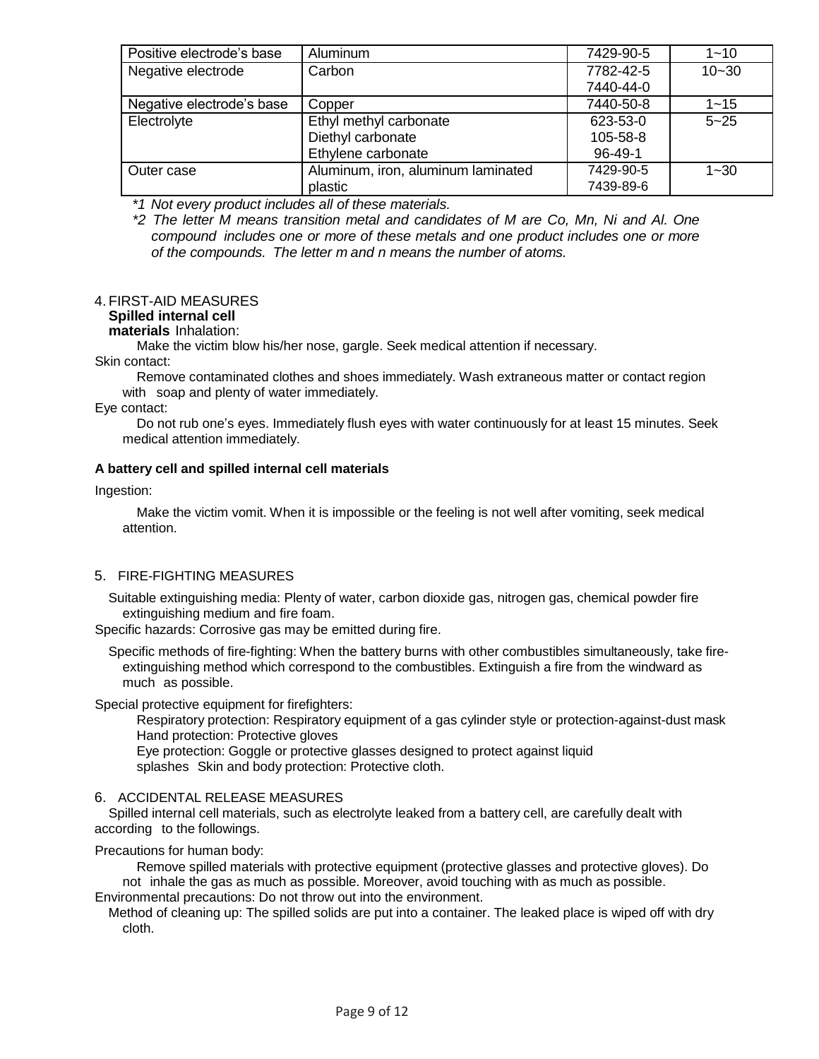| Positive electrode's base | Aluminum | 7429-90-5 | 1~10 |
|---|---|---|---|
| Negative electrode | Carbon | 7782-42-5<br>7440-44-0 | 10~30 |
| Negative electrode's base | Copper | 7440-50-8 | 1~15 |
| Electrolyte | Ethyl methyl carbonate<br>Diethyl carbonate<br>Ethylene carbonate | 623-53-0<br>105-58-8<br>96-49-1 | 5~25 |
| Outer case | Aluminum, iron, aluminum laminated plastic | 7429-90-5<br>7439-89-6 | 1~30 |

*\*1 Not every product includes all of these materials.*

*\*2 The letter M means transition metal and candidates of M are Co, Mn, Ni and Al. One compound includes one or more of these metals and one product includes one or more of the compounds. The letter m and n means the number of atoms.*

## 4. FIRST-AID MEASURES

**Spilled internal cell materials** Inhalation:

Make the victim blow his/her nose, gargle. Seek medical attention if necessary.

Skin contact:

Remove contaminated clothes and shoes immediately. Wash extraneous matter or contact region with soap and plenty of water immediately.

Eye contact:

Do not rub one's eyes. Immediately flush eyes with water continuously for at least 15 minutes. Seek medical attention immediately.

**A battery cell and spilled internal cell materials**

Ingestion:

Make the victim vomit. When it is impossible or the feeling is not well after vomiting, seek medical attention.

## 5. FIRE-FIGHTING MEASURES

Suitable extinguishing media: Plenty of water, carbon dioxide gas, nitrogen gas, chemical powder fire extinguishing medium and fire foam.

Specific hazards: Corrosive gas may be emitted during fire.

Specific methods of fire-fighting: When the battery burns with other combustibles simultaneously, take fire-extinguishing method which correspond to the combustibles. Extinguish a fire from the windward as much as possible.

Special protective equipment for firefighters:

Respiratory protection: Respiratory equipment of a gas cylinder style or protection-against-dust mask
Hand protection: Protective gloves
Eye protection: Goggle or protective glasses designed to protect against liquid splashes
Skin and body protection: Protective cloth.

## 6. ACCIDENTAL RELEASE MEASURES

Spilled internal cell materials, such as electrolyte leaked from a battery cell, are carefully dealt with according to the followings.

Precautions for human body:

Remove spilled materials with protective equipment (protective glasses and protective gloves). Do not inhale the gas as much as possible. Moreover, avoid touching with as much as possible.

Environmental precautions: Do not throw out into the environment.

Method of cleaning up: The spilled solids are put into a container. The leaked place is wiped off with dry cloth.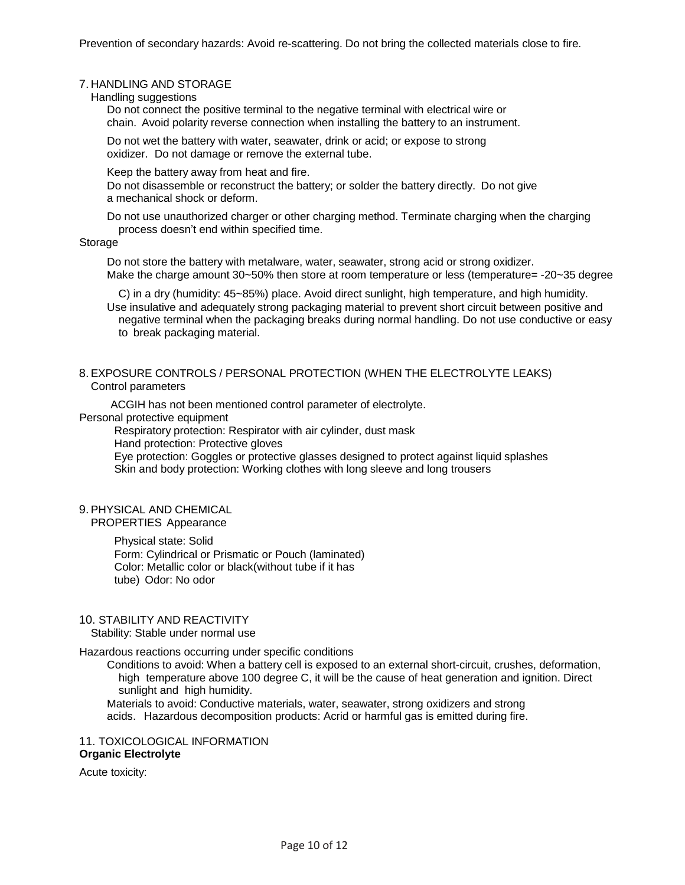Prevention of secondary hazards: Avoid re-scattering. Do not bring the collected materials close to fire.

## 7. HANDLING AND STORAGE

Handling suggestions

Do not connect the positive terminal to the negative terminal with electrical wire or chain. Avoid polarity reverse connection when installing the battery to an instrument.

Do not wet the battery with water, seawater, drink or acid; or expose to strong oxidizer. Do not damage or remove the external tube.

Keep the battery away from heat and fire.

Do not disassemble or reconstruct the battery; or solder the battery directly. Do not give a mechanical shock or deform.

Do not use unauthorized charger or other charging method. Terminate charging when the charging process doesn't end within specified time.

Storage

Do not store the battery with metalware, water, seawater, strong acid or strong oxidizer.

Make the charge amount 30~50% then store at room temperature or less (temperature= -20~35 degree C) in a dry (humidity: 45~85%) place. Avoid direct sunlight, high temperature, and high humidity.

Use insulative and adequately strong packaging material to prevent short circuit between positive and negative terminal when the packaging breaks during normal handling. Do not use conductive or easy to break packaging material.

## 8. EXPOSURE CONTROLS / PERSONAL PROTECTION (WHEN THE ELECTROLYTE LEAKS)

Control parameters

ACGIH has not been mentioned control parameter of electrolyte.

Personal protective equipment

Respiratory protection: Respirator with air cylinder, dust mask

Hand protection: Protective gloves

Eye protection: Goggles or protective glasses designed to protect against liquid splashes

Skin and body protection: Working clothes with long sleeve and long trousers

## 9. PHYSICAL AND CHEMICAL PROPERTIES

Appearance

Physical state: Solid

Form: Cylindrical or Prismatic or Pouch (laminated)

Color: Metallic color or black(without tube if it has tube)

Odor: No odor

## 10. STABILITY AND REACTIVITY

Stability: Stable under normal use

Hazardous reactions occurring under specific conditions

Conditions to avoid: When a battery cell is exposed to an external short-circuit, crushes, deformation, high temperature above 100 degree C, it will be the cause of heat generation and ignition. Direct sunlight and high humidity.

Materials to avoid: Conductive materials, water, seawater, strong oxidizers and strong acids.

Hazardous decomposition products: Acrid or harmful gas is emitted during fire.

## 11. TOXICOLOGICAL INFORMATION

**Organic Electrolyte**

Acute toxicity: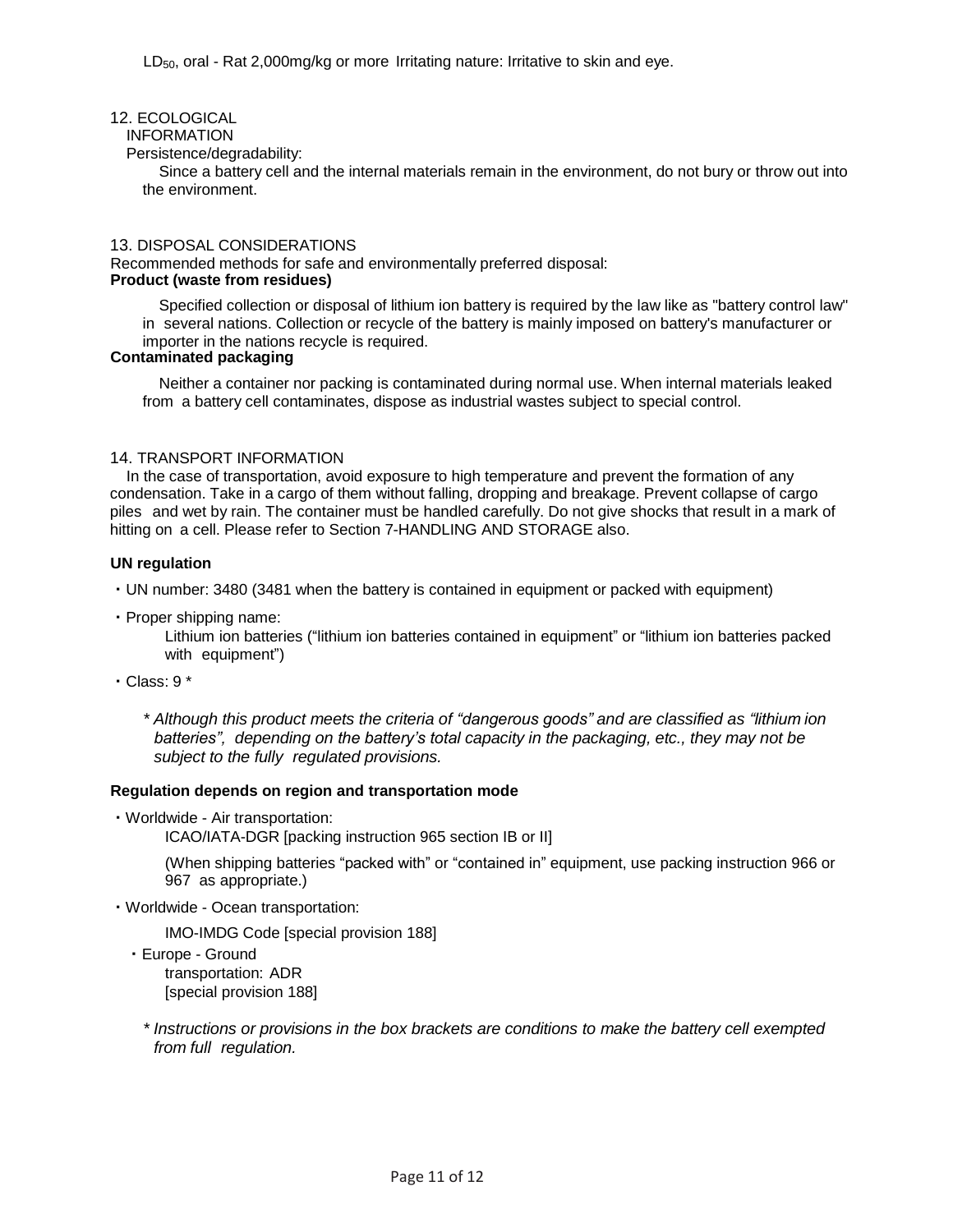$LD_{50}$, oral - Rat 2,000mg/kg or more Irritating nature: Irritative to skin and eye.

## 12. ECOLOGICAL INFORMATION

Persistence/degradability:

Since a battery cell and the internal materials remain in the environment, do not bury or throw out into the environment.

## 13. DISPOSAL CONSIDERATIONS

Recommended methods for safe and environmentally preferred disposal:

**Product (waste from residues)**

Specified collection or disposal of lithium ion battery is required by the law like as "battery control law" in several nations. Collection or recycle of the battery is mainly imposed on battery's manufacturer or importer in the nations recycle is required.

**Contaminated packaging**

Neither a container nor packing is contaminated during normal use. When internal materials leaked from a battery cell contaminates, dispose as industrial wastes subject to special control.

## 14. TRANSPORT INFORMATION

In the case of transportation, avoid exposure to high temperature and prevent the formation of any condensation. Take in a cargo of them without falling, dropping and breakage. Prevent collapse of cargo piles and wet by rain. The container must be handled carefully. Do not give shocks that result in a mark of hitting on a cell. Please refer to Section 7-HANDLING AND STORAGE also.

**UN regulation**

- UN number: 3480 (3481 when the battery is contained in equipment or packed with equipment)
- Proper shipping name:
  Lithium ion batteries ("lithium ion batteries contained in equipment" or "lithium ion batteries packed with equipment")
- Class: 9 *

  *\* Although this product meets the criteria of "dangerous goods" and are classified as "lithium ion batteries", depending on the battery's total capacity in the packaging, etc., they may not be subject to the fully regulated provisions.*

**Regulation depends on region and transportation mode**

- Worldwide - Air transportation:
  ICAO/IATA-DGR [packing instruction 965 section IB or II]

  (When shipping batteries "packed with" or "contained in" equipment, use packing instruction 966 or 967 as appropriate.)
- Worldwide - Ocean transportation:

  IMO-IMDG Code [special provision 188]
- Europe - Ground transportation: ADR [special provision 188]

  *\* Instructions or provisions in the box brackets are conditions to make the battery cell exempted from full regulation.*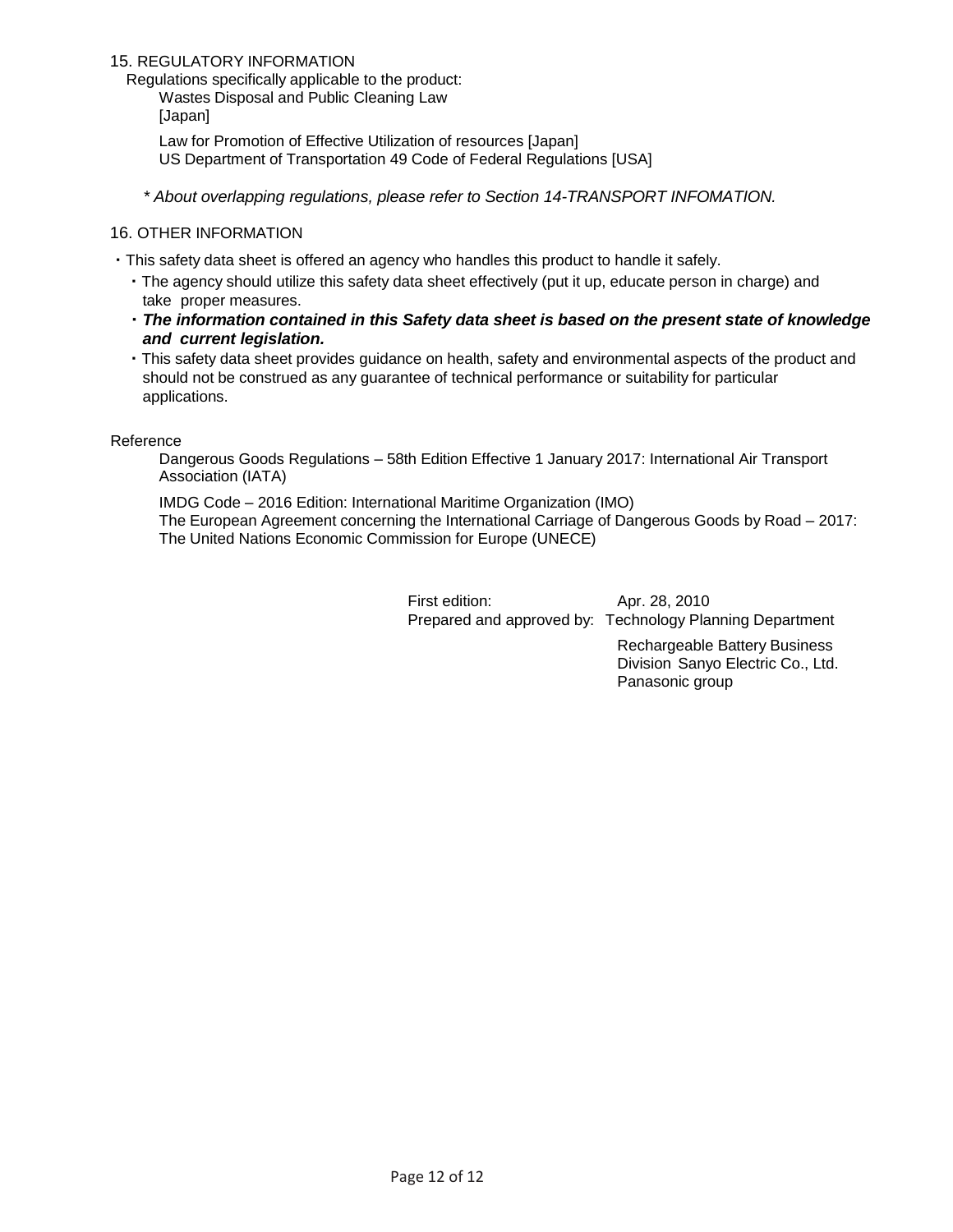## 15. REGULATORY INFORMATION

Regulations specifically applicable to the product:

Wastes Disposal and Public Cleaning Law
[Japan]

Law for Promotion of Effective Utilization of resources [Japan]
US Department of Transportation 49 Code of Federal Regulations [USA]

*\* About overlapping regulations, please refer to Section 14-TRANSPORT INFOMATION.*

## 16. OTHER INFORMATION

・This safety data sheet is offered an agency who handles this product to handle it safely.

・The agency should utilize this safety data sheet effectively (put it up, educate person in charge) and take proper measures.

・***The information contained in this Safety data sheet is based on the present state of knowledge and current legislation.***

・This safety data sheet provides guidance on health, safety and environmental aspects of the product and should not be construed as any guarantee of technical performance or suitability for particular applications.

Reference

Dangerous Goods Regulations – 58th Edition Effective 1 January 2017: International Air Transport Association (IATA)

IMDG Code – 2016 Edition: International Maritime Organization (IMO)
The European Agreement concerning the International Carriage of Dangerous Goods by Road – 2017: The United Nations Economic Commission for Europe (UNECE)

First edition: Apr. 28, 2010
Prepared and approved by: Technology Planning Department
Rechargeable Battery Business Division Sanyo Electric Co., Ltd.
Panasonic group